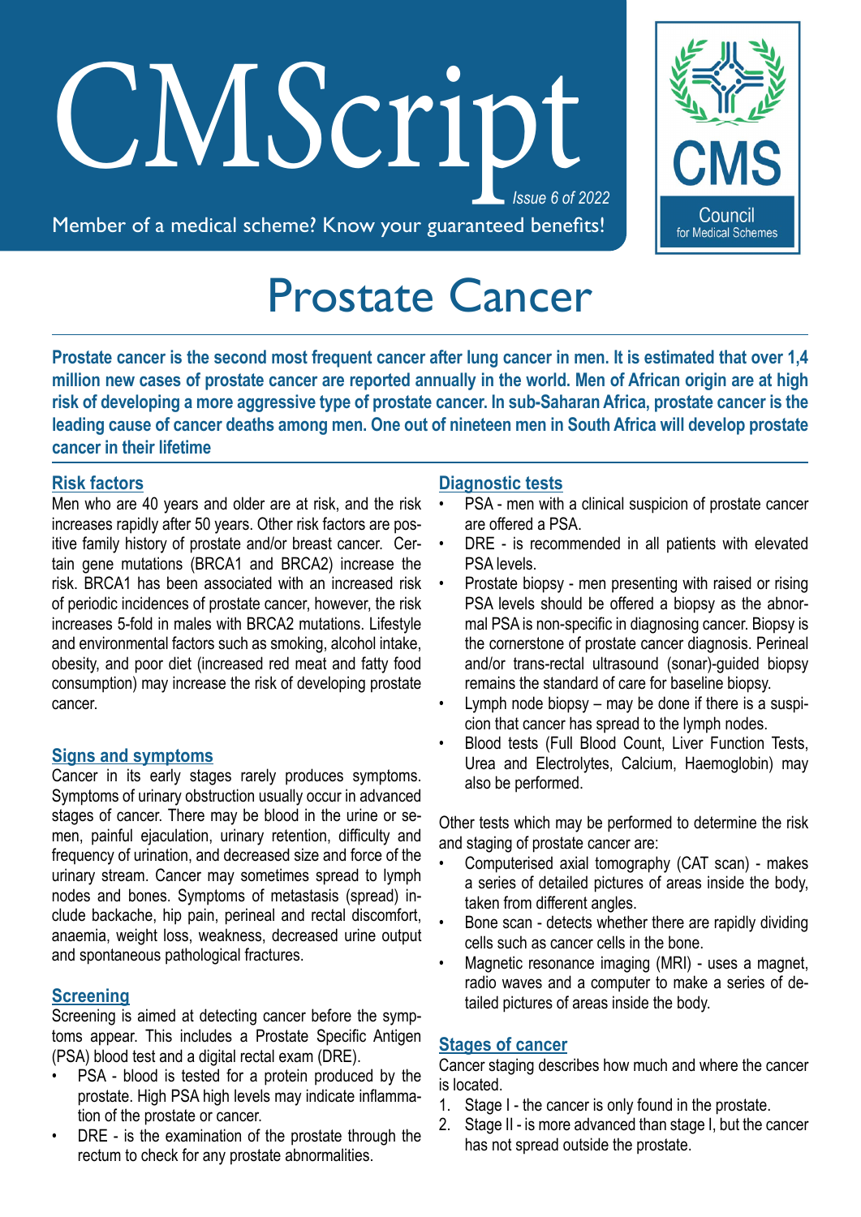# CMScript

*Issue 6 of 2022*

Member of a medical scheme? Know your guaranteed benefits!

CMS Council for Medical Schemes

# Prostate Cancer

**Prostate cancer is the second most frequent cancer after lung cancer in men. It is estimated that over 1,4 million new cases of prostate cancer are reported annually in the world. Men of African origin are at high risk of developing a more aggressive type of prostate cancer. In sub-Saharan Africa, prostate cancer is the leading cause of cancer deaths among men. One out of nineteen men in South Africa will develop prostate cancer in their lifetime**

## Risk factors

Men who are 40 years and older are at risk, and the risk increases rapidly after 50 years. Other risk factors are positive family history of prostate and/or breast cancer. Certain gene mutations (BRCA1 and BRCA2) increase the risk. BRCA1 has been associated with an increased risk of periodic incidences of prostate cancer, however, the risk increases 5-fold in males with BRCA2 mutations. Lifestyle and environmental factors such as smoking, alcohol intake, obesity, and poor diet (increased red meat and fatty food consumption) may increase the risk of developing prostate cancer.

## Signs and symptoms

Cancer in its early stages rarely produces symptoms. Symptoms of urinary obstruction usually occur in advanced stages of cancer. There may be blood in the urine or semen, painful ejaculation, urinary retention, difficulty and frequency of urination, and decreased size and force of the urinary stream. Cancer may sometimes spread to lymph nodes and bones. Symptoms of metastasis (spread) include backache, hip pain, perineal and rectal discomfort, anaemia, weight loss, weakness, decreased urine output and spontaneous pathological fractures.

## Screening

Screening is aimed at detecting cancer before the symptoms appear. This includes a Prostate Specific Antigen (PSA) blood test and a digital rectal exam (DRE).

- PSA - blood is tested for a protein produced by the prostate. High PSA high levels may indicate inflammation of the prostate or cancer.
- DRE - is the examination of the prostate through the rectum to check for any prostate abnormalities.

## Diagnostic tests

- PSA - men with a clinical suspicion of prostate cancer are offered a PSA.
- DRE - is recommended in all patients with elevated PSA levels.
- Prostate biopsy - men presenting with raised or rising PSA levels should be offered a biopsy as the abnormal PSA is non-specific in diagnosing cancer. Biopsy is the cornerstone of prostate cancer diagnosis. Perineal and/or trans-rectal ultrasound (sonar)-guided biopsy remains the standard of care for baseline biopsy.
- Lymph node biopsy – may be done if there is a suspicion that cancer has spread to the lymph nodes.
- Blood tests (Full Blood Count, Liver Function Tests, Urea and Electrolytes, Calcium, Haemoglobin) may also be performed.

Other tests which may be performed to determine the risk and staging of prostate cancer are:

- Computerised axial tomography (CAT scan) - makes a series of detailed pictures of areas inside the body, taken from different angles.
- Bone scan - detects whether there are rapidly dividing cells such as cancer cells in the bone.
- Magnetic resonance imaging (MRI) - uses a magnet, radio waves and a computer to make a series of detailed pictures of areas inside the body.

## Stages of cancer

Cancer staging describes how much and where the cancer is located.

1. Stage I - the cancer is only found in the prostate.
2. Stage II - is more advanced than stage I, but the cancer has not spread outside the prostate.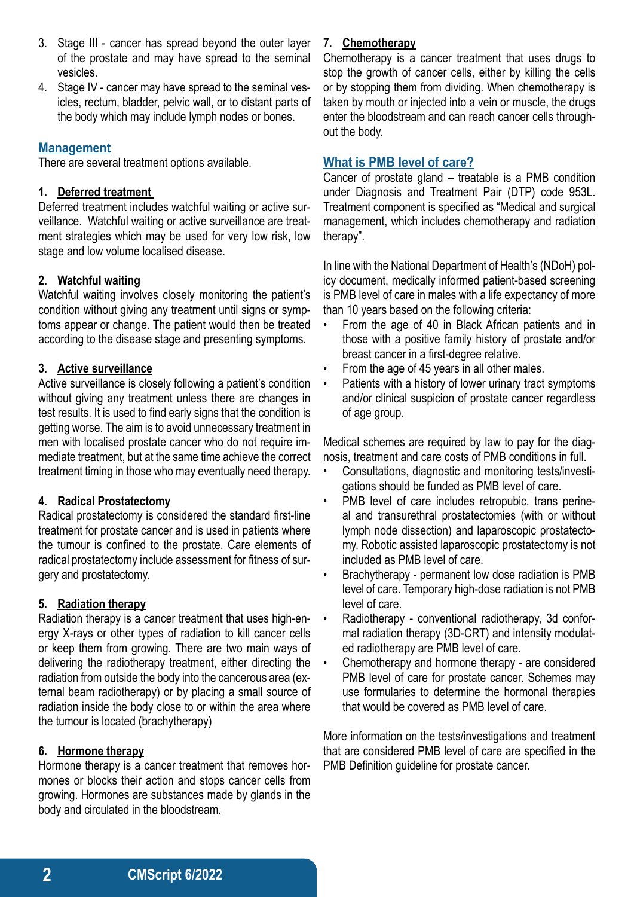3. Stage III - cancer has spread beyond the outer layer of the prostate and may have spread to the seminal vesicles.
4. Stage IV - cancer may have spread to the seminal vesicles, rectum, bladder, pelvic wall, or to distant parts of the body which may include lymph nodes or bones.

## Management

There are several treatment options available.

### 1. Deferred treatment

Deferred treatment includes watchful waiting or active surveillance. Watchful waiting or active surveillance are treatment strategies which may be used for very low risk, low stage and low volume localised disease.

### 2. Watchful waiting

Watchful waiting involves closely monitoring the patient's condition without giving any treatment until signs or symptoms appear or change. The patient would then be treated according to the disease stage and presenting symptoms.

### 3. Active surveillance

Active surveillance is closely following a patient's condition without giving any treatment unless there are changes in test results. It is used to find early signs that the condition is getting worse. The aim is to avoid unnecessary treatment in men with localised prostate cancer who do not require immediate treatment, but at the same time achieve the correct treatment timing in those who may eventually need therapy.

### 4. Radical Prostatectomy

Radical prostatectomy is considered the standard first-line treatment for prostate cancer and is used in patients where the tumour is confined to the prostate. Care elements of radical prostatectomy include assessment for fitness of surgery and prostatectomy.

### 5. Radiation therapy

Radiation therapy is a cancer treatment that uses high-energy X-rays or other types of radiation to kill cancer cells or keep them from growing. There are two main ways of delivering the radiotherapy treatment, either directing the radiation from outside the body into the cancerous area (external beam radiotherapy) or by placing a small source of radiation inside the body close to or within the area where the tumour is located (brachytherapy)

### 6. Hormone therapy

Hormone therapy is a cancer treatment that removes hormones or blocks their action and stops cancer cells from growing. Hormones are substances made by glands in the body and circulated in the bloodstream.

### 7. Chemotherapy

Chemotherapy is a cancer treatment that uses drugs to stop the growth of cancer cells, either by killing the cells or by stopping them from dividing. When chemotherapy is taken by mouth or injected into a vein or muscle, the drugs enter the bloodstream and can reach cancer cells throughout the body.

## What is PMB level of care?

Cancer of prostate gland – treatable is a PMB condition under Diagnosis and Treatment Pair (DTP) code 953L. Treatment component is specified as "Medical and surgical management, which includes chemotherapy and radiation therapy".

In line with the National Department of Health's (NDoH) policy document, medically informed patient-based screening is PMB level of care in males with a life expectancy of more than 10 years based on the following criteria:

- From the age of 40 in Black African patients and in those with a positive family history of prostate and/or breast cancer in a first-degree relative.
- From the age of 45 years in all other males.
- Patients with a history of lower urinary tract symptoms and/or clinical suspicion of prostate cancer regardless of age group.

Medical schemes are required by law to pay for the diagnosis, treatment and care costs of PMB conditions in full.

- Consultations, diagnostic and monitoring tests/investigations should be funded as PMB level of care.
- PMB level of care includes retropubic, trans perineal and transurethral prostatectomies (with or without lymph node dissection) and laparoscopic prostatectomy. Robotic assisted laparoscopic prostatectomy is not included as PMB level of care.
- Brachytherapy - permanent low dose radiation is PMB level of care. Temporary high-dose radiation is not PMB level of care.
- Radiotherapy - conventional radiotherapy, 3d conformal radiation therapy (3D-CRT) and intensity modulated radiotherapy are PMB level of care.
- Chemotherapy and hormone therapy - are considered PMB level of care for prostate cancer. Schemes may use formularies to determine the hormonal therapies that would be covered as PMB level of care.

More information on the tests/investigations and treatment that are considered PMB level of care are specified in the PMB Definition guideline for prostate cancer.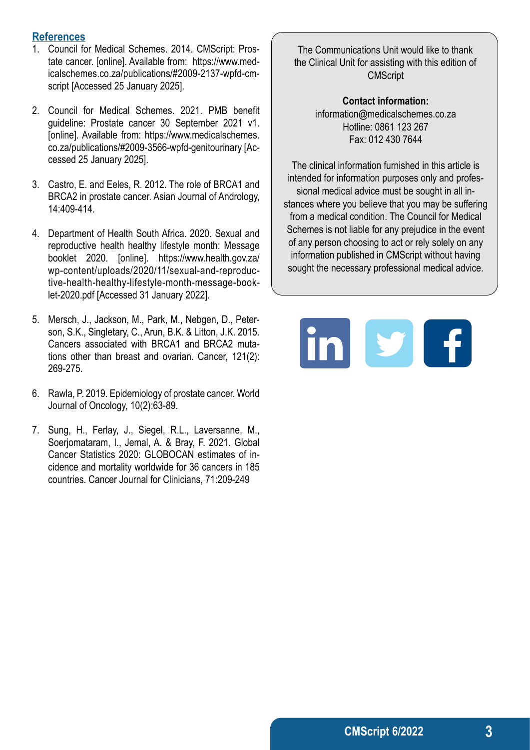## References

1. Council for Medical Schemes. 2014. CMScript: Prostate cancer. [online]. Available from: https://www.medicalschemes.co.za/publications/#2009-2137-wpfd-cmscript [Accessed 25 January 2025].

2. Council for Medical Schemes. 2021. PMB benefit guideline: Prostate cancer 30 September 2021 v1. [online]. Available from: https://www.medicalschemes.co.za/publications/#2009-3566-wpfd-genitourinary [Accessed 25 January 2025].

3. Castro, E. and Eeles, R. 2012. The role of BRCA1 and BRCA2 in prostate cancer. Asian Journal of Andrology, 14:409-414.

4. Department of Health South Africa. 2020. Sexual and reproductive health healthy lifestyle month: Message booklet 2020. [online]. https://www.health.gov.za/wp-content/uploads/2020/11/sexual-and-reproductive-health-healthy-lifestyle-month-message-booklet-2020.pdf [Accessed 31 January 2022].

5. Mersch, J., Jackson, M., Park, M., Nebgen, D., Peterson, S.K., Singletary, C., Arun, B.K. & Litton, J.K. 2015. Cancers associated with BRCA1 and BRCA2 mutations other than breast and ovarian. Cancer, 121(2): 269-275.

6. Rawla, P. 2019. Epidemiology of prostate cancer. World Journal of Oncology, 10(2):63-89.

7. Sung, H., Ferlay, J., Siegel, R.L., Laversanne, M., Soerjomataram, I., Jemal, A. & Bray, F. 2021. Global Cancer Statistics 2020: GLOBOCAN estimates of incidence and mortality worldwide for 36 cancers in 185 countries. Cancer Journal for Clinicians, 71:209-249

The Communications Unit would like to thank the Clinical Unit for assisting with this edition of CMScript

**Contact information:**
information@medicalschemes.co.za
Hotline: 0861 123 267
Fax: 012 430 7644

The clinical information furnished in this article is intended for information purposes only and professional medical advice must be sought in all instances where you believe that you may be suffering from a medical condition. The Council for Medical Schemes is not liable for any prejudice in the event of any person choosing to act or rely solely on any information published in CMScript without having sought the necessary professional medical advice.